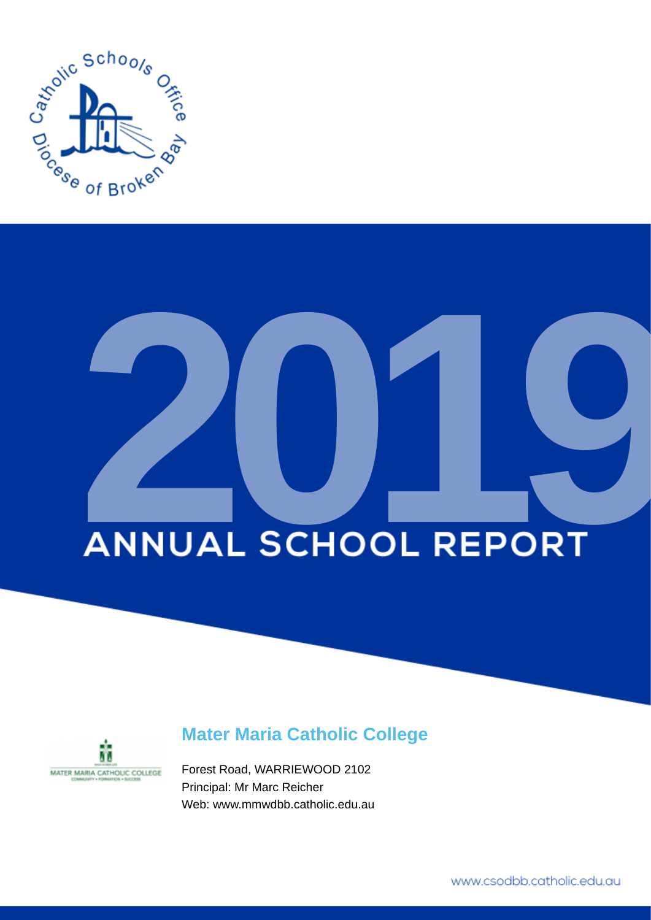# 2019

# ANNUAL SCHOOL REPORT

## Mater Maria Catholic College

Forest Road, WARRIEWOOD 2102

Principal: Mr Marc Reicher

Web: www.mmwdbb.catholic.edu.au

www.csodbb.catholic.edu.au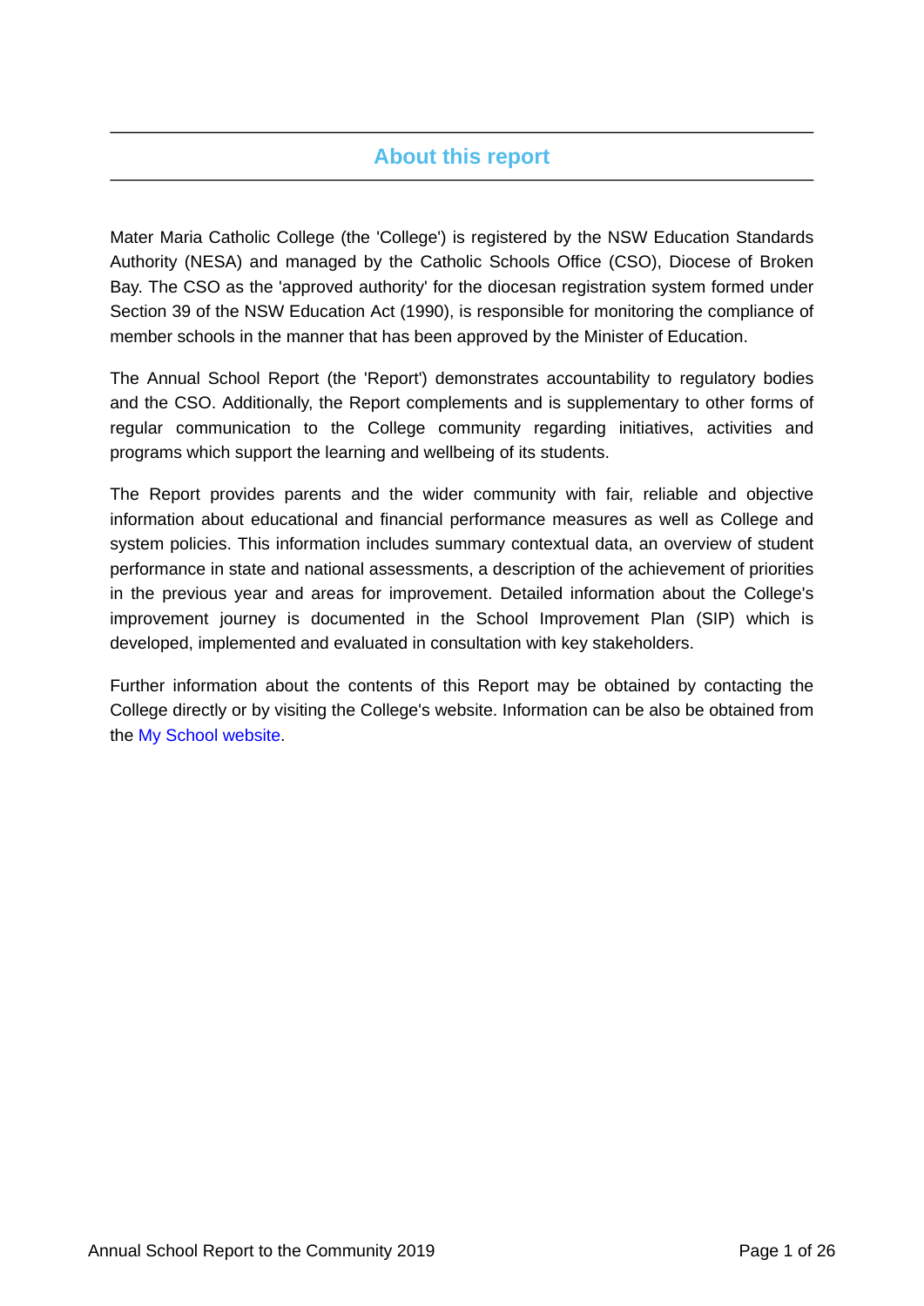## About this report

Mater Maria Catholic College (the 'College') is registered by the NSW Education Standards Authority (NESA) and managed by the Catholic Schools Office (CSO), Diocese of Broken Bay. The CSO as the 'approved authority' for the diocesan registration system formed under Section 39 of the NSW Education Act (1990), is responsible for monitoring the compliance of member schools in the manner that has been approved by the Minister of Education.

The Annual School Report (the 'Report') demonstrates accountability to regulatory bodies and the CSO. Additionally, the Report complements and is supplementary to other forms of regular communication to the College community regarding initiatives, activities and programs which support the learning and wellbeing of its students.

The Report provides parents and the wider community with fair, reliable and objective information about educational and financial performance measures as well as College and system policies. This information includes summary contextual data, an overview of student performance in state and national assessments, a description of the achievement of priorities in the previous year and areas for improvement. Detailed information about the College's improvement journey is documented in the School Improvement Plan (SIP) which is developed, implemented and evaluated in consultation with key stakeholders.

Further information about the contents of this Report may be obtained by contacting the College directly or by visiting the College's website. Information can be also be obtained from the My School website.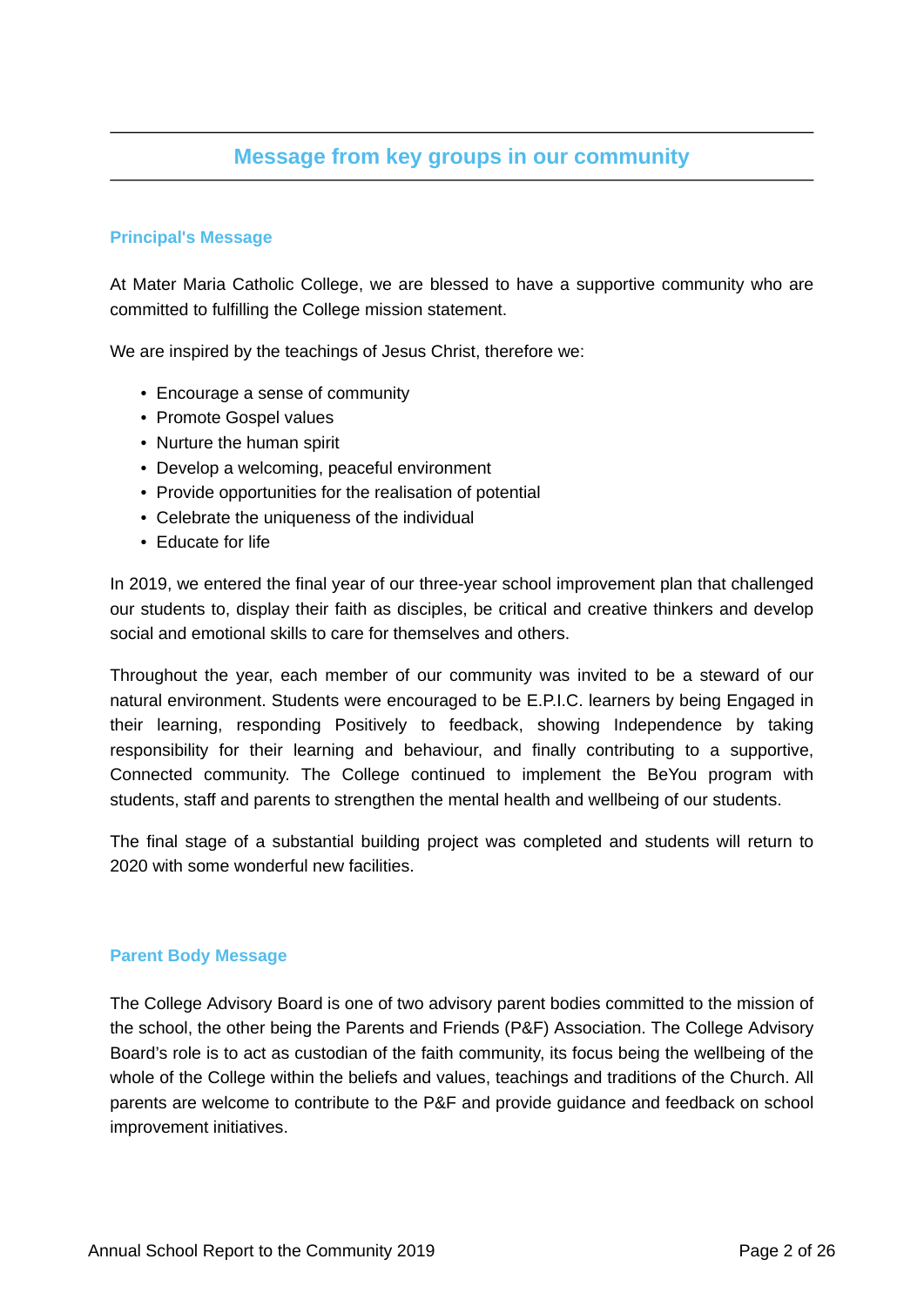## Message from key groups in our community

### Principal's Message

At Mater Maria Catholic College, we are blessed to have a supportive community who are committed to fulfilling the College mission statement.

We are inspired by the teachings of Jesus Christ, therefore we:

- Encourage a sense of community
- Promote Gospel values
- Nurture the human spirit
- Develop a welcoming, peaceful environment
- Provide opportunities for the realisation of potential
- Celebrate the uniqueness of the individual
- Educate for life

In 2019, we entered the final year of our three-year school improvement plan that challenged our students to, display their faith as disciples, be critical and creative thinkers and develop social and emotional skills to care for themselves and others.

Throughout the year, each member of our community was invited to be a steward of our natural environment. Students were encouraged to be E.P.I.C. learners by being Engaged in their learning, responding Positively to feedback, showing Independence by taking responsibility for their learning and behaviour, and finally contributing to a supportive, Connected community. The College continued to implement the BeYou program with students, staff and parents to strengthen the mental health and wellbeing of our students.

The final stage of a substantial building project was completed and students will return to 2020 with some wonderful new facilities.

### Parent Body Message

The College Advisory Board is one of two advisory parent bodies committed to the mission of the school, the other being the Parents and Friends (P&F) Association. The College Advisory Board's role is to act as custodian of the faith community, its focus being the wellbeing of the whole of the College within the beliefs and values, teachings and traditions of the Church. All parents are welcome to contribute to the P&F and provide guidance and feedback on school improvement initiatives.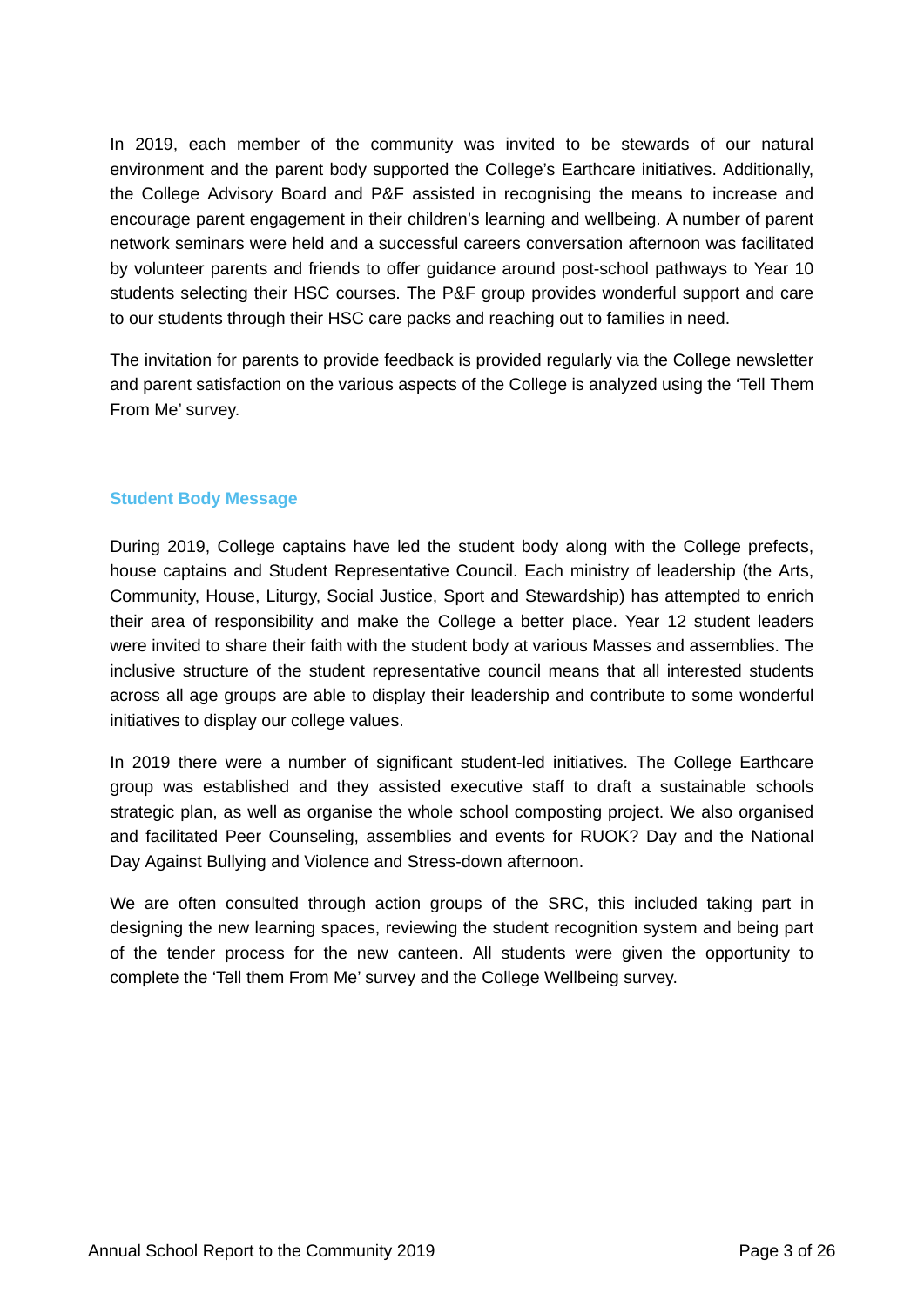In 2019, each member of the community was invited to be stewards of our natural environment and the parent body supported the College's Earthcare initiatives. Additionally, the College Advisory Board and P&F assisted in recognising the means to increase and encourage parent engagement in their children's learning and wellbeing. A number of parent network seminars were held and a successful careers conversation afternoon was facilitated by volunteer parents and friends to offer guidance around post-school pathways to Year 10 students selecting their HSC courses. The P&F group provides wonderful support and care to our students through their HSC care packs and reaching out to families in need.

The invitation for parents to provide feedback is provided regularly via the College newsletter and parent satisfaction on the various aspects of the College is analyzed using the 'Tell Them From Me' survey.

## Student Body Message

During 2019, College captains have led the student body along with the College prefects, house captains and Student Representative Council. Each ministry of leadership (the Arts, Community, House, Liturgy, Social Justice, Sport and Stewardship) has attempted to enrich their area of responsibility and make the College a better place. Year 12 student leaders were invited to share their faith with the student body at various Masses and assemblies. The inclusive structure of the student representative council means that all interested students across all age groups are able to display their leadership and contribute to some wonderful initiatives to display our college values.

In 2019 there were a number of significant student-led initiatives. The College Earthcare group was established and they assisted executive staff to draft a sustainable schools strategic plan, as well as organise the whole school composting project. We also organised and facilitated Peer Counseling, assemblies and events for RUOK? Day and the National Day Against Bullying and Violence and Stress-down afternoon.

We are often consulted through action groups of the SRC, this included taking part in designing the new learning spaces, reviewing the student recognition system and being part of the tender process for the new canteen. All students were given the opportunity to complete the 'Tell them From Me' survey and the College Wellbeing survey.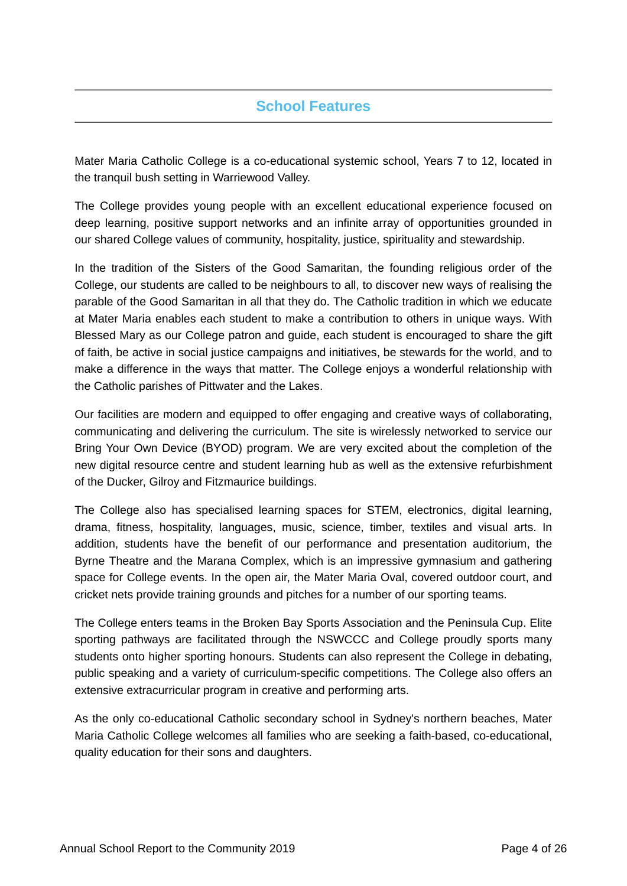## School Features

Mater Maria Catholic College is a co-educational systemic school, Years 7 to 12, located in the tranquil bush setting in Warriewood Valley.

The College provides young people with an excellent educational experience focused on deep learning, positive support networks and an infinite array of opportunities grounded in our shared College values of community, hospitality, justice, spirituality and stewardship.

In the tradition of the Sisters of the Good Samaritan, the founding religious order of the College, our students are called to be neighbours to all, to discover new ways of realising the parable of the Good Samaritan in all that they do. The Catholic tradition in which we educate at Mater Maria enables each student to make a contribution to others in unique ways. With Blessed Mary as our College patron and guide, each student is encouraged to share the gift of faith, be active in social justice campaigns and initiatives, be stewards for the world, and to make a difference in the ways that matter. The College enjoys a wonderful relationship with the Catholic parishes of Pittwater and the Lakes.

Our facilities are modern and equipped to offer engaging and creative ways of collaborating, communicating and delivering the curriculum. The site is wirelessly networked to service our Bring Your Own Device (BYOD) program. We are very excited about the completion of the new digital resource centre and student learning hub as well as the extensive refurbishment of the Ducker, Gilroy and Fitzmaurice buildings.

The College also has specialised learning spaces for STEM, electronics, digital learning, drama, fitness, hospitality, languages, music, science, timber, textiles and visual arts. In addition, students have the benefit of our performance and presentation auditorium, the Byrne Theatre and the Marana Complex, which is an impressive gymnasium and gathering space for College events. In the open air, the Mater Maria Oval, covered outdoor court, and cricket nets provide training grounds and pitches for a number of our sporting teams.

The College enters teams in the Broken Bay Sports Association and the Peninsula Cup. Elite sporting pathways are facilitated through the NSWCCC and College proudly sports many students onto higher sporting honours. Students can also represent the College in debating, public speaking and a variety of curriculum-specific competitions. The College also offers an extensive extracurricular program in creative and performing arts.

As the only co-educational Catholic secondary school in Sydney's northern beaches, Mater Maria Catholic College welcomes all families who are seeking a faith-based, co-educational, quality education for their sons and daughters.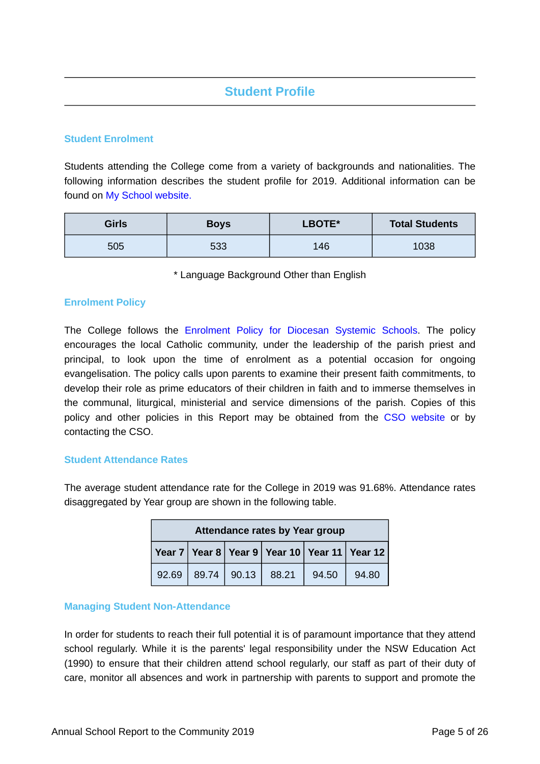## Student Profile

### Student Enrolment

Students attending the College come from a variety of backgrounds and nationalities. The following information describes the student profile for 2019. Additional information can be found on My School website.

| Girls | Boys | LBOTE* | Total Students |
|---|---|---|---|
| 505 | 533 | 146 | 1038 |

* Language Background Other than English

### Enrolment Policy

The College follows the Enrolment Policy for Diocesan Systemic Schools. The policy encourages the local Catholic community, under the leadership of the parish priest and principal, to look upon the time of enrolment as a potential occasion for ongoing evangelisation. The policy calls upon parents to examine their present faith commitments, to develop their role as prime educators of their children in faith and to immerse themselves in the communal, liturgical, ministerial and service dimensions of the parish. Copies of this policy and other policies in this Report may be obtained from the CSO website or by contacting the CSO.

### Student Attendance Rates

The average student attendance rate for the College in 2019 was 91.68%. Attendance rates disaggregated by Year group are shown in the following table.

| Attendance rates by Year group | | | | | |
|---|---|---|---|---|---|
| Year 7 | Year 8 | Year 9 | Year 10 | Year 11 | Year 12 |
| 92.69 | 89.74 | 90.13 | 88.21 | 94.50 | 94.80 |

### Managing Student Non-Attendance

In order for students to reach their full potential it is of paramount importance that they attend school regularly. While it is the parents' legal responsibility under the NSW Education Act (1990) to ensure that their children attend school regularly, our staff as part of their duty of care, monitor all absences and work in partnership with parents to support and promote the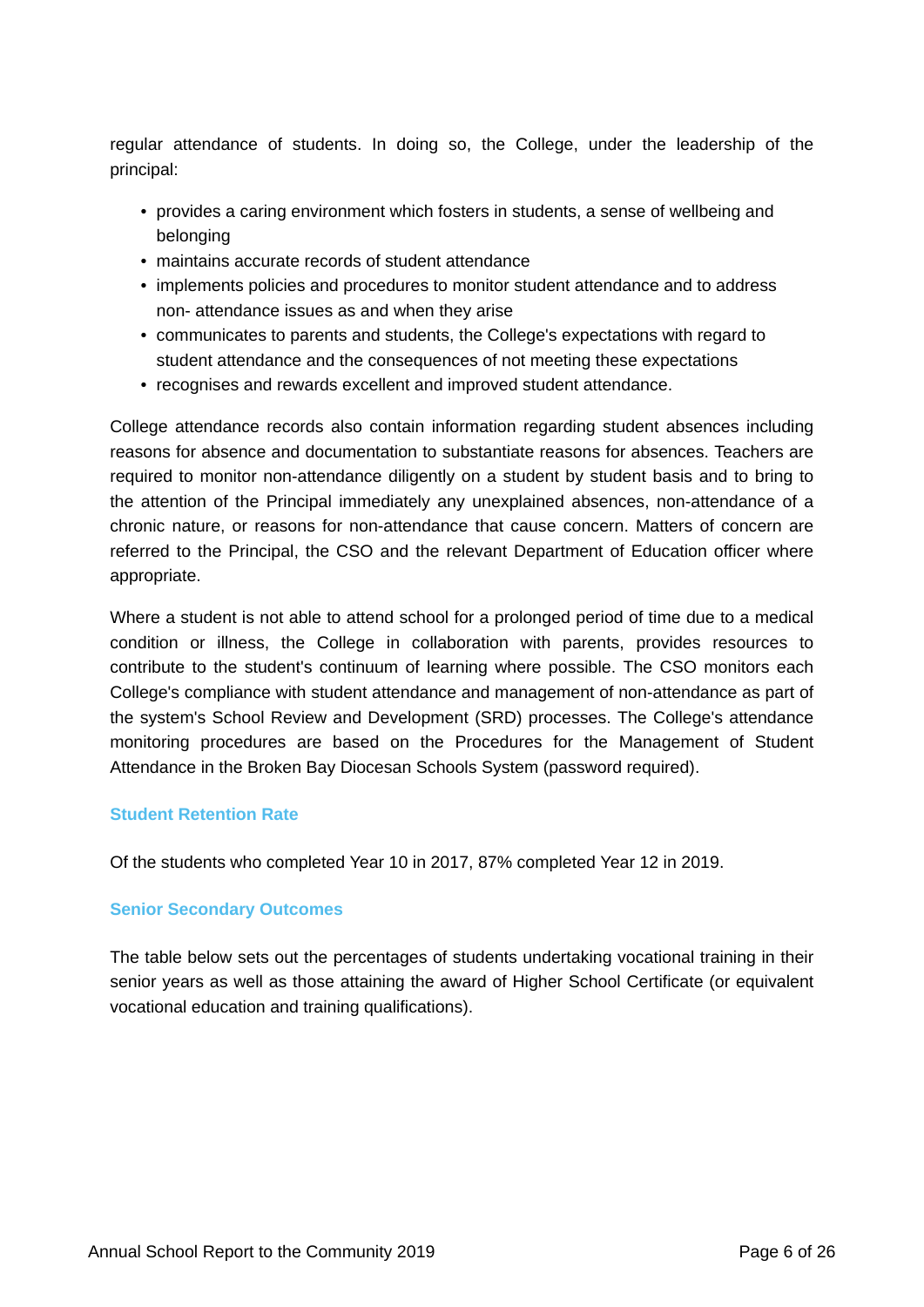regular attendance of students. In doing so, the College, under the leadership of the principal:

- provides a caring environment which fosters in students, a sense of wellbeing and belonging
- maintains accurate records of student attendance
- implements policies and procedures to monitor student attendance and to address non- attendance issues as and when they arise
- communicates to parents and students, the College's expectations with regard to student attendance and the consequences of not meeting these expectations
- recognises and rewards excellent and improved student attendance.

College attendance records also contain information regarding student absences including reasons for absence and documentation to substantiate reasons for absences. Teachers are required to monitor non-attendance diligently on a student by student basis and to bring to the attention of the Principal immediately any unexplained absences, non-attendance of a chronic nature, or reasons for non-attendance that cause concern. Matters of concern are referred to the Principal, the CSO and the relevant Department of Education officer where appropriate.

Where a student is not able to attend school for a prolonged period of time due to a medical condition or illness, the College in collaboration with parents, provides resources to contribute to the student's continuum of learning where possible. The CSO monitors each College's compliance with student attendance and management of non-attendance as part of the system's School Review and Development (SRD) processes. The College's attendance monitoring procedures are based on the Procedures for the Management of Student Attendance in the Broken Bay Diocesan Schools System (password required).

### Student Retention Rate

Of the students who completed Year 10 in 2017, 87% completed Year 12 in 2019.

### Senior Secondary Outcomes

The table below sets out the percentages of students undertaking vocational training in their senior years as well as those attaining the award of Higher School Certificate (or equivalent vocational education and training qualifications).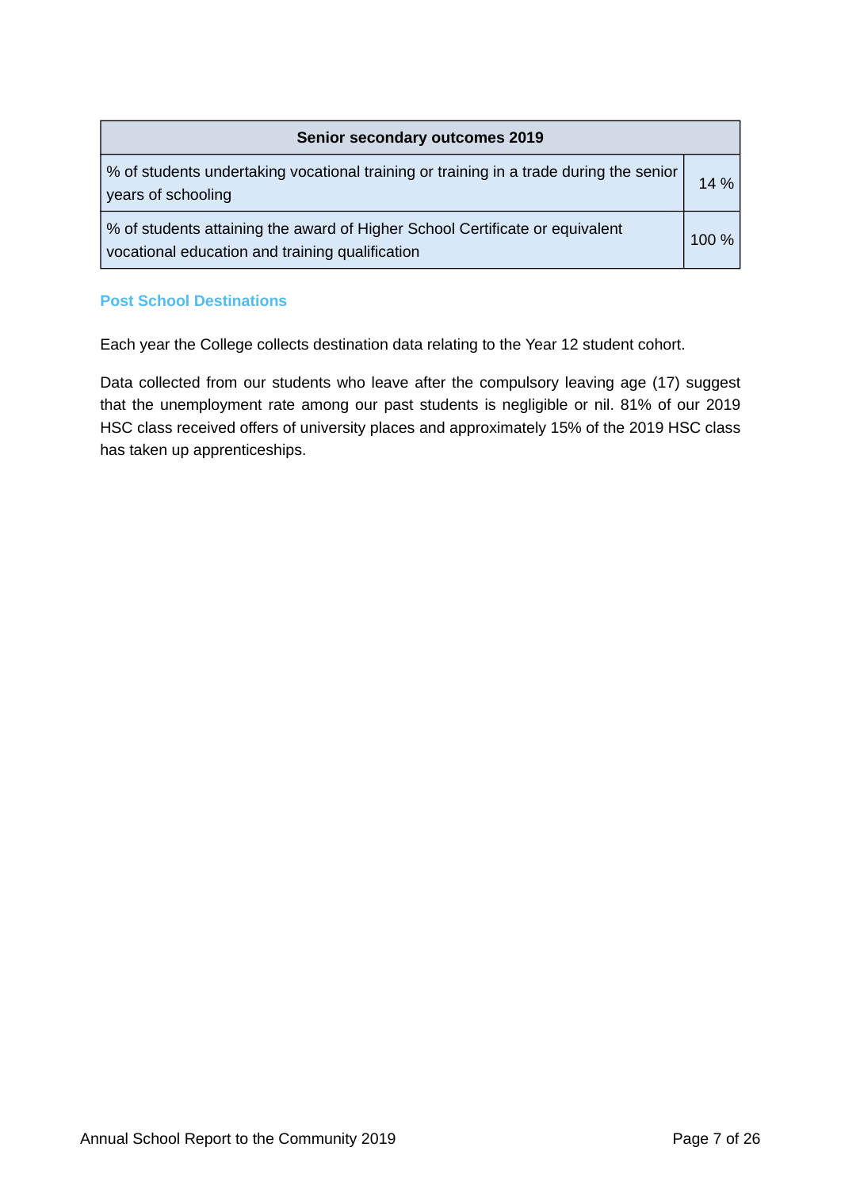| Senior secondary outcomes 2019 | |
|---|---|
| % of students undertaking vocational training or training in a trade during the senior years of schooling | 14 % |
| % of students attaining the award of Higher School Certificate or equivalent vocational education and training qualification | 100 % |

## Post School Destinations

Each year the College collects destination data relating to the Year 12 student cohort.

Data collected from our students who leave after the compulsory leaving age (17) suggest that the unemployment rate among our past students is negligible or nil. 81% of our 2019 HSC class received offers of university places and approximately 15% of the 2019 HSC class has taken up apprenticeships.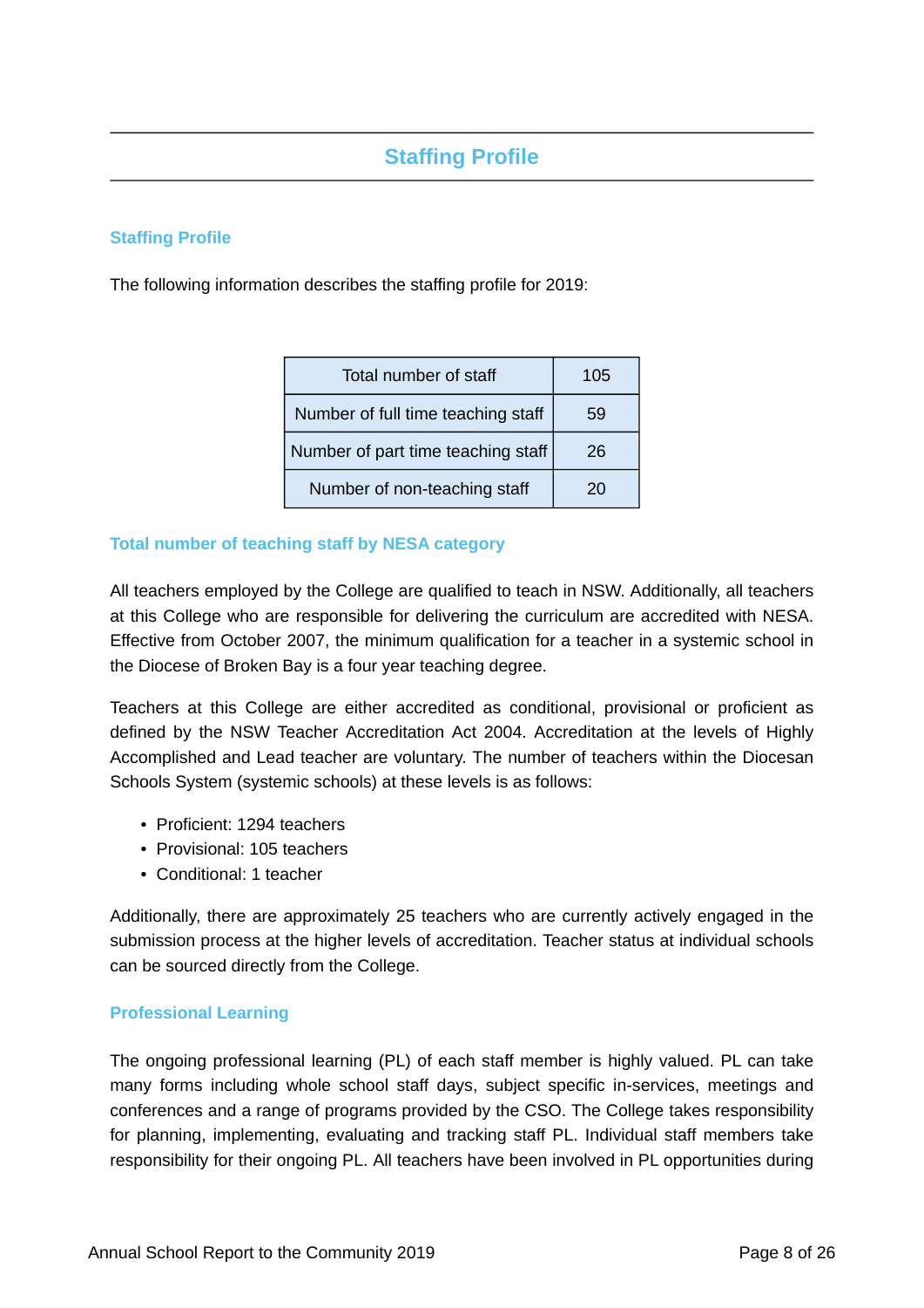# Staffing Profile

## Staffing Profile

The following information describes the staffing profile for 2019:

| Total number of staff | 105 |
|---|---|
| Number of full time teaching staff | 59 |
| Number of part time teaching staff | 26 |
| Number of non-teaching staff | 20 |

## Total number of teaching staff by NESA category

All teachers employed by the College are qualified to teach in NSW. Additionally, all teachers at this College who are responsible for delivering the curriculum are accredited with NESA. Effective from October 2007, the minimum qualification for a teacher in a systemic school in the Diocese of Broken Bay is a four year teaching degree.

Teachers at this College are either accredited as conditional, provisional or proficient as defined by the NSW Teacher Accreditation Act 2004. Accreditation at the levels of Highly Accomplished and Lead teacher are voluntary. The number of teachers within the Diocesan Schools System (systemic schools) at these levels is as follows:

- Proficient: 1294 teachers
- Provisional: 105 teachers
- Conditional: 1 teacher

Additionally, there are approximately 25 teachers who are currently actively engaged in the submission process at the higher levels of accreditation. Teacher status at individual schools can be sourced directly from the College.

## Professional Learning

The ongoing professional learning (PL) of each staff member is highly valued. PL can take many forms including whole school staff days, subject specific in-services, meetings and conferences and a range of programs provided by the CSO. The College takes responsibility for planning, implementing, evaluating and tracking staff PL. Individual staff members take responsibility for their ongoing PL. All teachers have been involved in PL opportunities during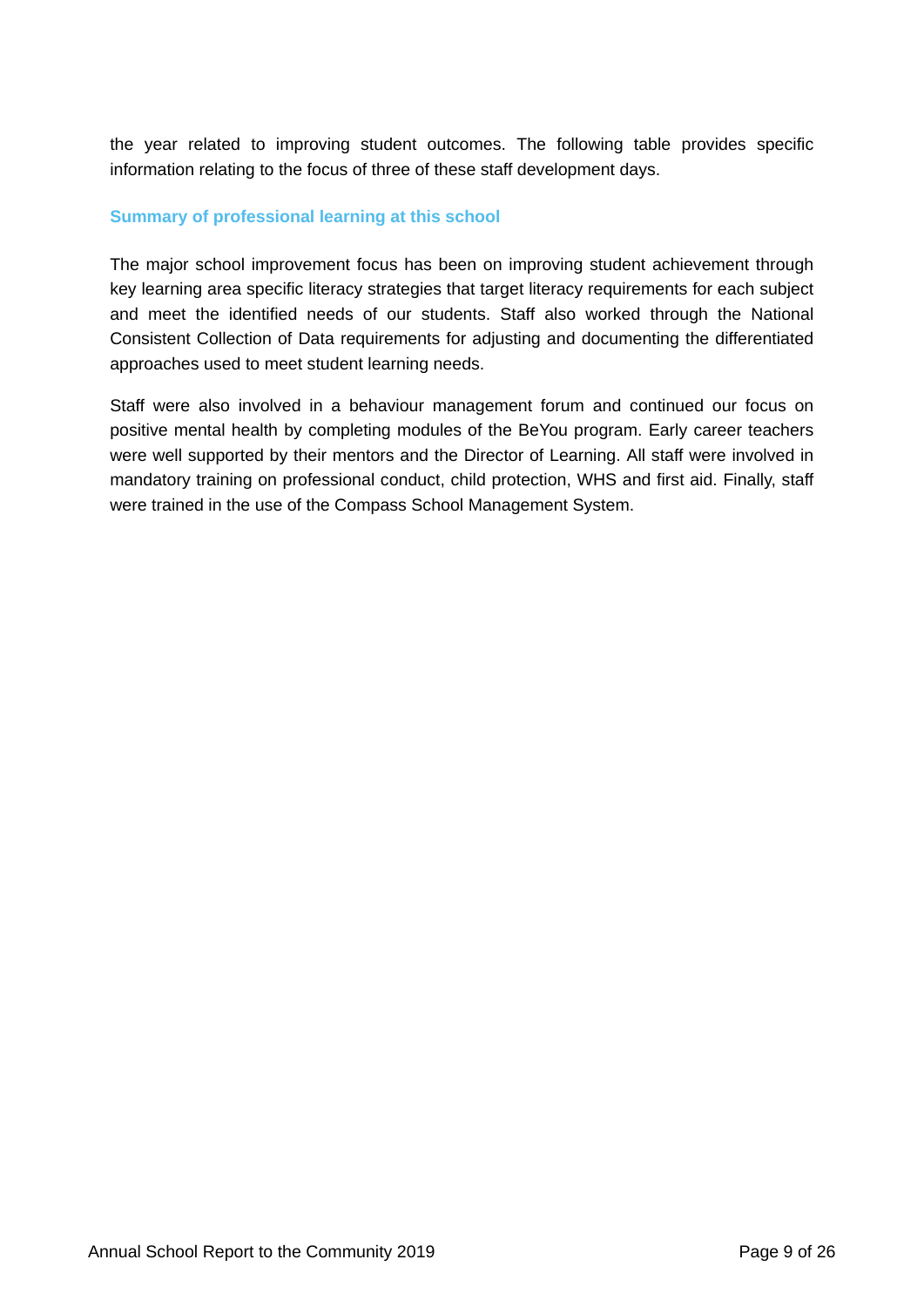the year related to improving student outcomes. The following table provides specific information relating to the focus of three of these staff development days.

### Summary of professional learning at this school

The major school improvement focus has been on improving student achievement through key learning area specific literacy strategies that target literacy requirements for each subject and meet the identified needs of our students. Staff also worked through the National Consistent Collection of Data requirements for adjusting and documenting the differentiated approaches used to meet student learning needs.

Staff were also involved in a behaviour management forum and continued our focus on positive mental health by completing modules of the BeYou program. Early career teachers were well supported by their mentors and the Director of Learning. All staff were involved in mandatory training on professional conduct, child protection, WHS and first aid. Finally, staff were trained in the use of the Compass School Management System.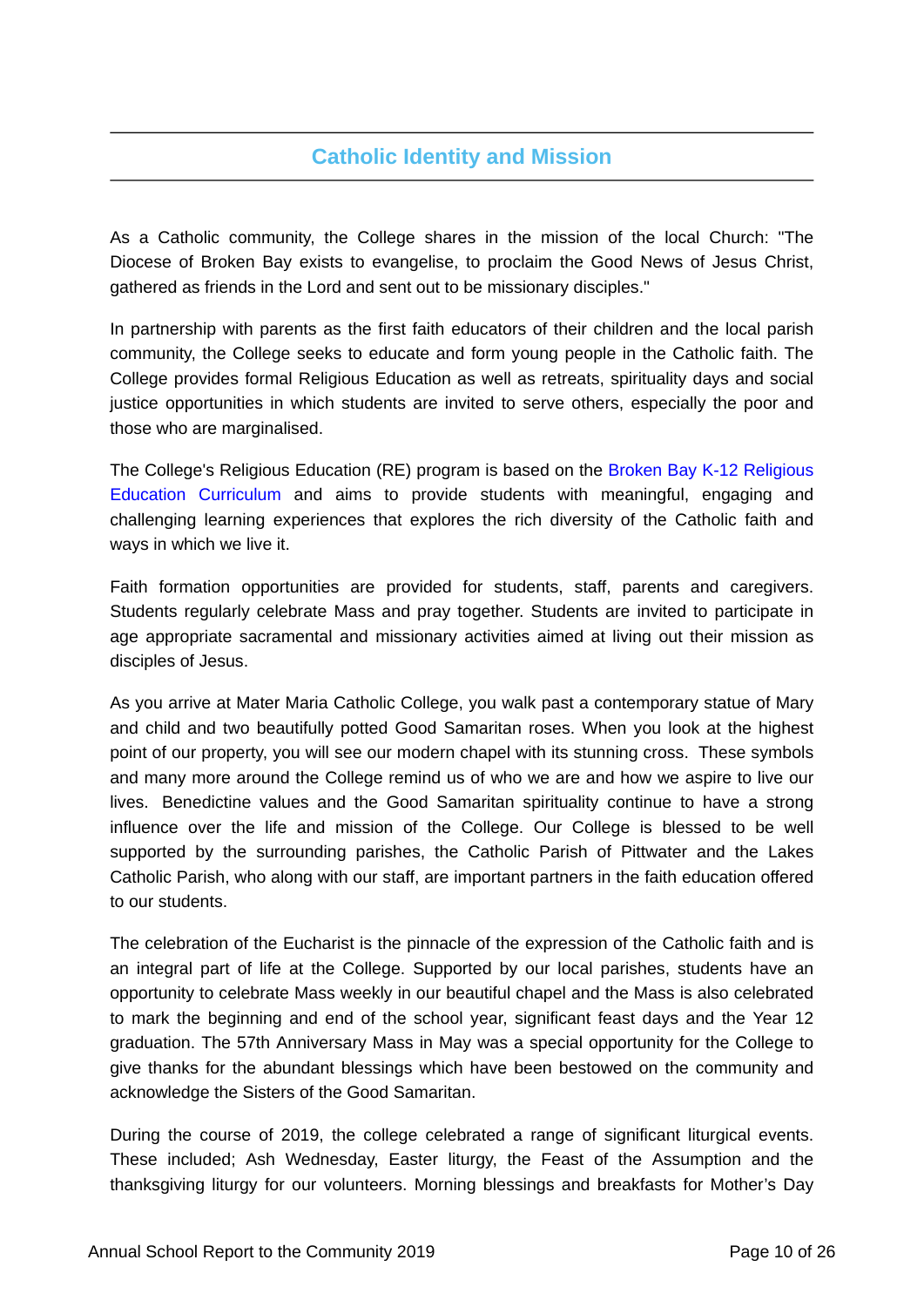## Catholic Identity and Mission

As a Catholic community, the College shares in the mission of the local Church: "The Diocese of Broken Bay exists to evangelise, to proclaim the Good News of Jesus Christ, gathered as friends in the Lord and sent out to be missionary disciples."

In partnership with parents as the first faith educators of their children and the local parish community, the College seeks to educate and form young people in the Catholic faith. The College provides formal Religious Education as well as retreats, spirituality days and social justice opportunities in which students are invited to serve others, especially the poor and those who are marginalised.

The College's Religious Education (RE) program is based on the Broken Bay K-12 Religious Education Curriculum and aims to provide students with meaningful, engaging and challenging learning experiences that explores the rich diversity of the Catholic faith and ways in which we live it.

Faith formation opportunities are provided for students, staff, parents and caregivers. Students regularly celebrate Mass and pray together. Students are invited to participate in age appropriate sacramental and missionary activities aimed at living out their mission as disciples of Jesus.

As you arrive at Mater Maria Catholic College, you walk past a contemporary statue of Mary and child and two beautifully potted Good Samaritan roses. When you look at the highest point of our property, you will see our modern chapel with its stunning cross. These symbols and many more around the College remind us of who we are and how we aspire to live our lives. Benedictine values and the Good Samaritan spirituality continue to have a strong influence over the life and mission of the College. Our College is blessed to be well supported by the surrounding parishes, the Catholic Parish of Pittwater and the Lakes Catholic Parish, who along with our staff, are important partners in the faith education offered to our students.

The celebration of the Eucharist is the pinnacle of the expression of the Catholic faith and is an integral part of life at the College. Supported by our local parishes, students have an opportunity to celebrate Mass weekly in our beautiful chapel and the Mass is also celebrated to mark the beginning and end of the school year, significant feast days and the Year 12 graduation. The 57th Anniversary Mass in May was a special opportunity for the College to give thanks for the abundant blessings which have been bestowed on the community and acknowledge the Sisters of the Good Samaritan.

During the course of 2019, the college celebrated a range of significant liturgical events. These included; Ash Wednesday, Easter liturgy, the Feast of the Assumption and the thanksgiving liturgy for our volunteers. Morning blessings and breakfasts for Mother's Day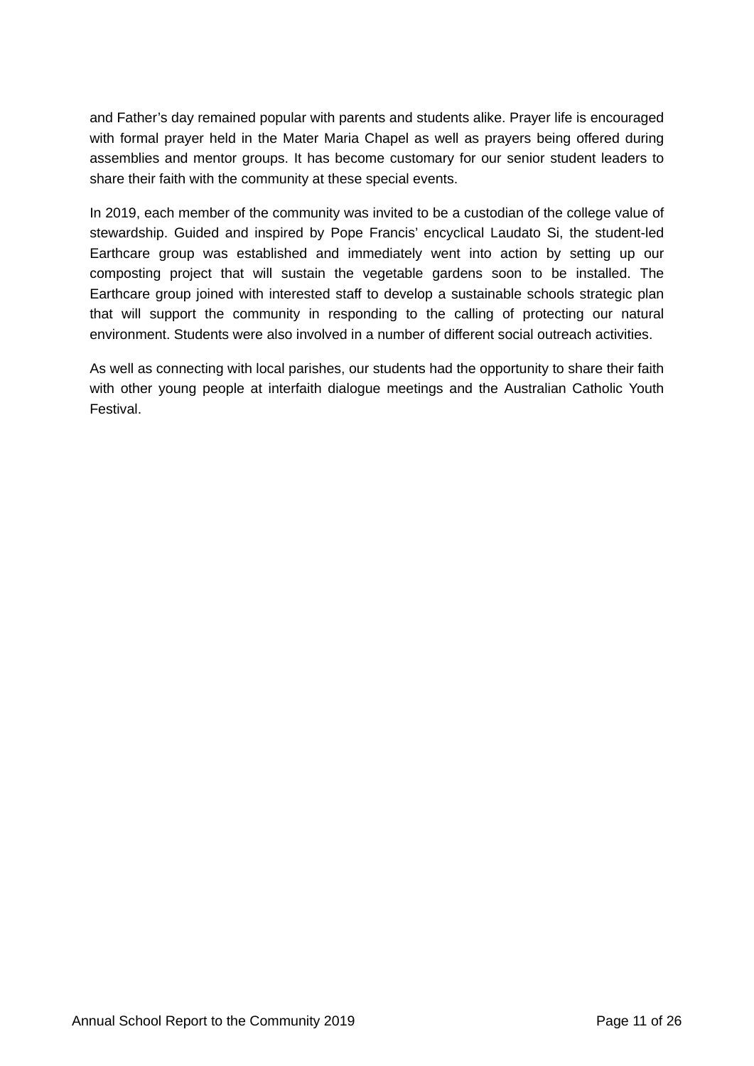and Father's day remained popular with parents and students alike. Prayer life is encouraged with formal prayer held in the Mater Maria Chapel as well as prayers being offered during assemblies and mentor groups. It has become customary for our senior student leaders to share their faith with the community at these special events.

In 2019, each member of the community was invited to be a custodian of the college value of stewardship. Guided and inspired by Pope Francis' encyclical Laudato Si, the student-led Earthcare group was established and immediately went into action by setting up our composting project that will sustain the vegetable gardens soon to be installed. The Earthcare group joined with interested staff to develop a sustainable schools strategic plan that will support the community in responding to the calling of protecting our natural environment. Students were also involved in a number of different social outreach activities.

As well as connecting with local parishes, our students had the opportunity to share their faith with other young people at interfaith dialogue meetings and the Australian Catholic Youth Festival.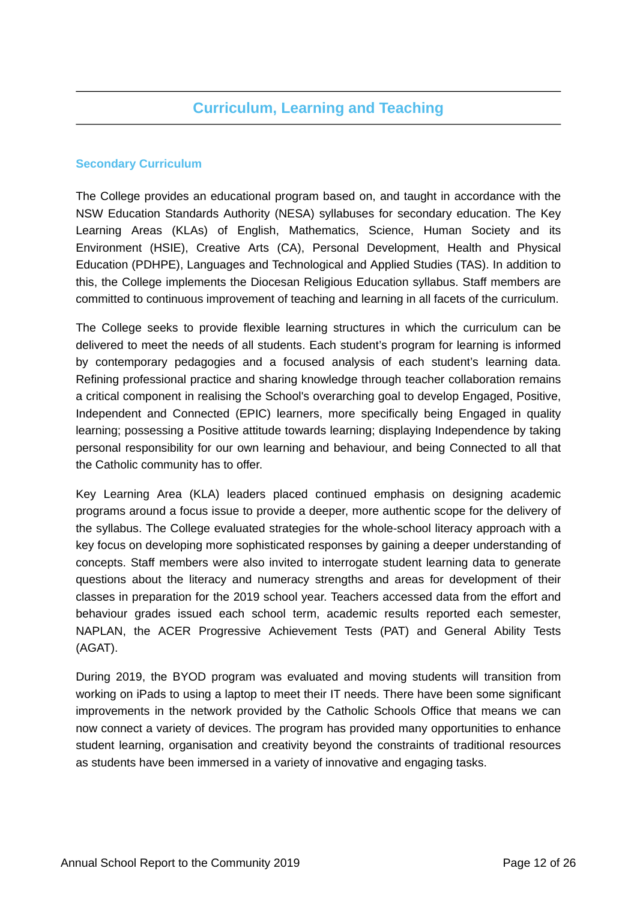## Curriculum, Learning and Teaching

### Secondary Curriculum

The College provides an educational program based on, and taught in accordance with the NSW Education Standards Authority (NESA) syllabuses for secondary education. The Key Learning Areas (KLAs) of English, Mathematics, Science, Human Society and its Environment (HSIE), Creative Arts (CA), Personal Development, Health and Physical Education (PDHPE), Languages and Technological and Applied Studies (TAS). In addition to this, the College implements the Diocesan Religious Education syllabus. Staff members are committed to continuous improvement of teaching and learning in all facets of the curriculum.

The College seeks to provide flexible learning structures in which the curriculum can be delivered to meet the needs of all students. Each student's program for learning is informed by contemporary pedagogies and a focused analysis of each student's learning data. Refining professional practice and sharing knowledge through teacher collaboration remains a critical component in realising the School's overarching goal to develop Engaged, Positive, Independent and Connected (EPIC) learners, more specifically being Engaged in quality learning; possessing a Positive attitude towards learning; displaying Independence by taking personal responsibility for our own learning and behaviour, and being Connected to all that the Catholic community has to offer.

Key Learning Area (KLA) leaders placed continued emphasis on designing academic programs around a focus issue to provide a deeper, more authentic scope for the delivery of the syllabus. The College evaluated strategies for the whole-school literacy approach with a key focus on developing more sophisticated responses by gaining a deeper understanding of concepts. Staff members were also invited to interrogate student learning data to generate questions about the literacy and numeracy strengths and areas for development of their classes in preparation for the 2019 school year. Teachers accessed data from the effort and behaviour grades issued each school term, academic results reported each semester, NAPLAN, the ACER Progressive Achievement Tests (PAT) and General Ability Tests (AGAT).

During 2019, the BYOD program was evaluated and moving students will transition from working on iPads to using a laptop to meet their IT needs. There have been some significant improvements in the network provided by the Catholic Schools Office that means we can now connect a variety of devices. The program has provided many opportunities to enhance student learning, organisation and creativity beyond the constraints of traditional resources as students have been immersed in a variety of innovative and engaging tasks.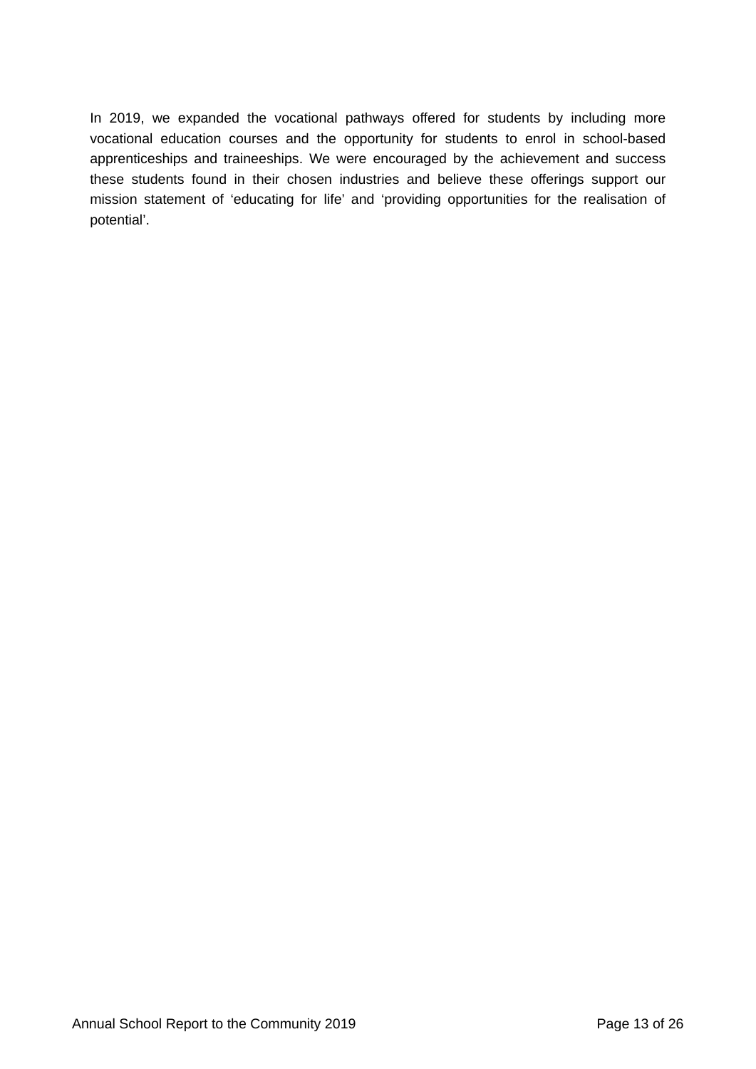In 2019, we expanded the vocational pathways offered for students by including more vocational education courses and the opportunity for students to enrol in school-based apprenticeships and traineeships. We were encouraged by the achievement and success these students found in their chosen industries and believe these offerings support our mission statement of 'educating for life' and 'providing opportunities for the realisation of potential'.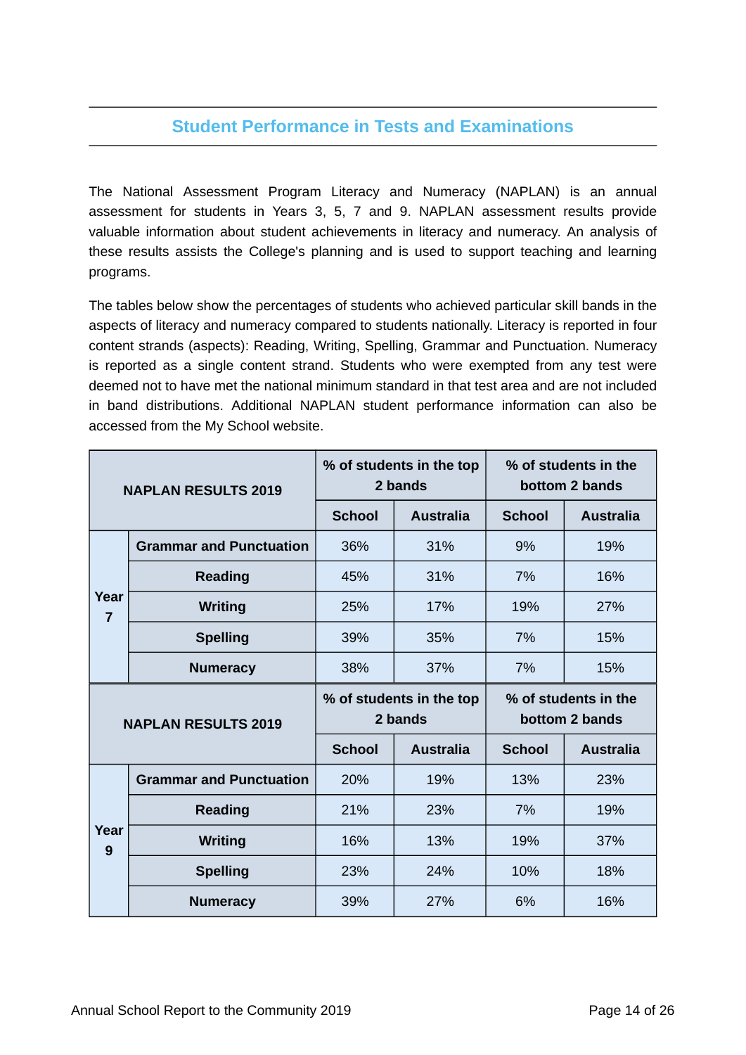## Student Performance in Tests and Examinations

The National Assessment Program Literacy and Numeracy (NAPLAN) is an annual assessment for students in Years 3, 5, 7 and 9. NAPLAN assessment results provide valuable information about student achievements in literacy and numeracy. An analysis of these results assists the College's planning and is used to support teaching and learning programs.

The tables below show the percentages of students who achieved particular skill bands in the aspects of literacy and numeracy compared to students nationally. Literacy is reported in four content strands (aspects): Reading, Writing, Spelling, Grammar and Punctuation. Numeracy is reported as a single content strand. Students who were exempted from any test were deemed not to have met the national minimum standard in that test area and are not included in band distributions. Additional NAPLAN student performance information can also be accessed from the My School website.

| NAPLAN RESULTS 2019 | | % of students in the top 2 bands | | % of students in the bottom 2 bands | |
|---|---|---|---|---|---|
| | | School | Australia | School | Australia |
| Year 7 | Grammar and Punctuation | 36% | 31% | 9% | 19% |
| | Reading | 45% | 31% | 7% | 16% |
| | Writing | 25% | 17% | 19% | 27% |
| | Spelling | 39% | 35% | 7% | 15% |
| | Numeracy | 38% | 37% | 7% | 15% |

| NAPLAN RESULTS 2019 | | % of students in the top 2 bands | | % of students in the bottom 2 bands | |
|---|---|---|---|---|---|
| | | School | Australia | School | Australia |
| Year 9 | Grammar and Punctuation | 20% | 19% | 13% | 23% |
| | Reading | 21% | 23% | 7% | 19% |
| | Writing | 16% | 13% | 19% | 37% |
| | Spelling | 23% | 24% | 10% | 18% |
| | Numeracy | 39% | 27% | 6% | 16% |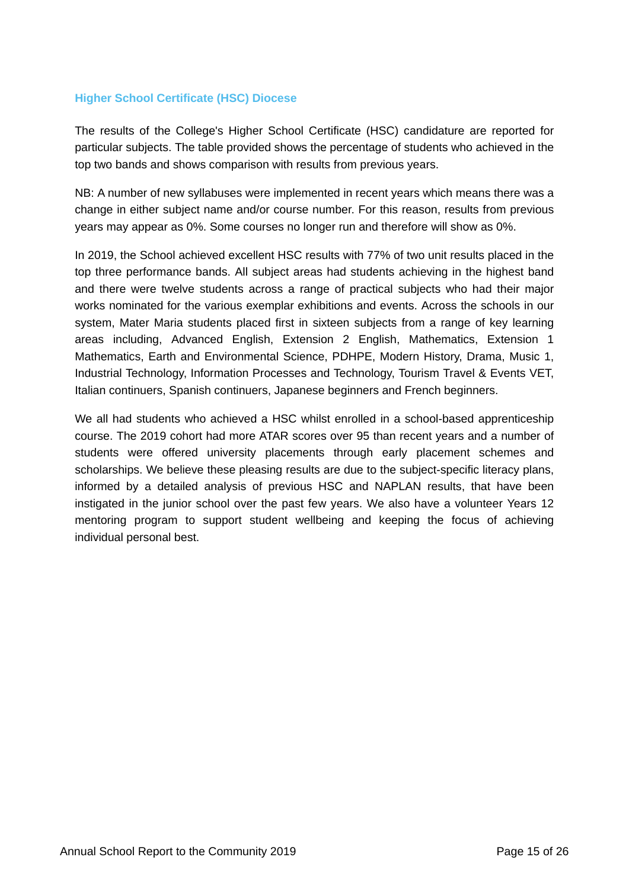### Higher School Certificate (HSC) Diocese

The results of the College's Higher School Certificate (HSC) candidature are reported for particular subjects. The table provided shows the percentage of students who achieved in the top two bands and shows comparison with results from previous years.

NB: A number of new syllabuses were implemented in recent years which means there was a change in either subject name and/or course number. For this reason, results from previous years may appear as 0%. Some courses no longer run and therefore will show as 0%.

In 2019, the School achieved excellent HSC results with 77% of two unit results placed in the top three performance bands. All subject areas had students achieving in the highest band and there were twelve students across a range of practical subjects who had their major works nominated for the various exemplar exhibitions and events. Across the schools in our system, Mater Maria students placed first in sixteen subjects from a range of key learning areas including, Advanced English, Extension 2 English, Mathematics, Extension 1 Mathematics, Earth and Environmental Science, PDHPE, Modern History, Drama, Music 1, Industrial Technology, Information Processes and Technology, Tourism Travel & Events VET, Italian continuers, Spanish continuers, Japanese beginners and French beginners.

We all had students who achieved a HSC whilst enrolled in a school-based apprenticeship course. The 2019 cohort had more ATAR scores over 95 than recent years and a number of students were offered university placements through early placement schemes and scholarships. We believe these pleasing results are due to the subject-specific literacy plans, informed by a detailed analysis of previous HSC and NAPLAN results, that have been instigated in the junior school over the past few years. We also have a volunteer Years 12 mentoring program to support student wellbeing and keeping the focus of achieving individual personal best.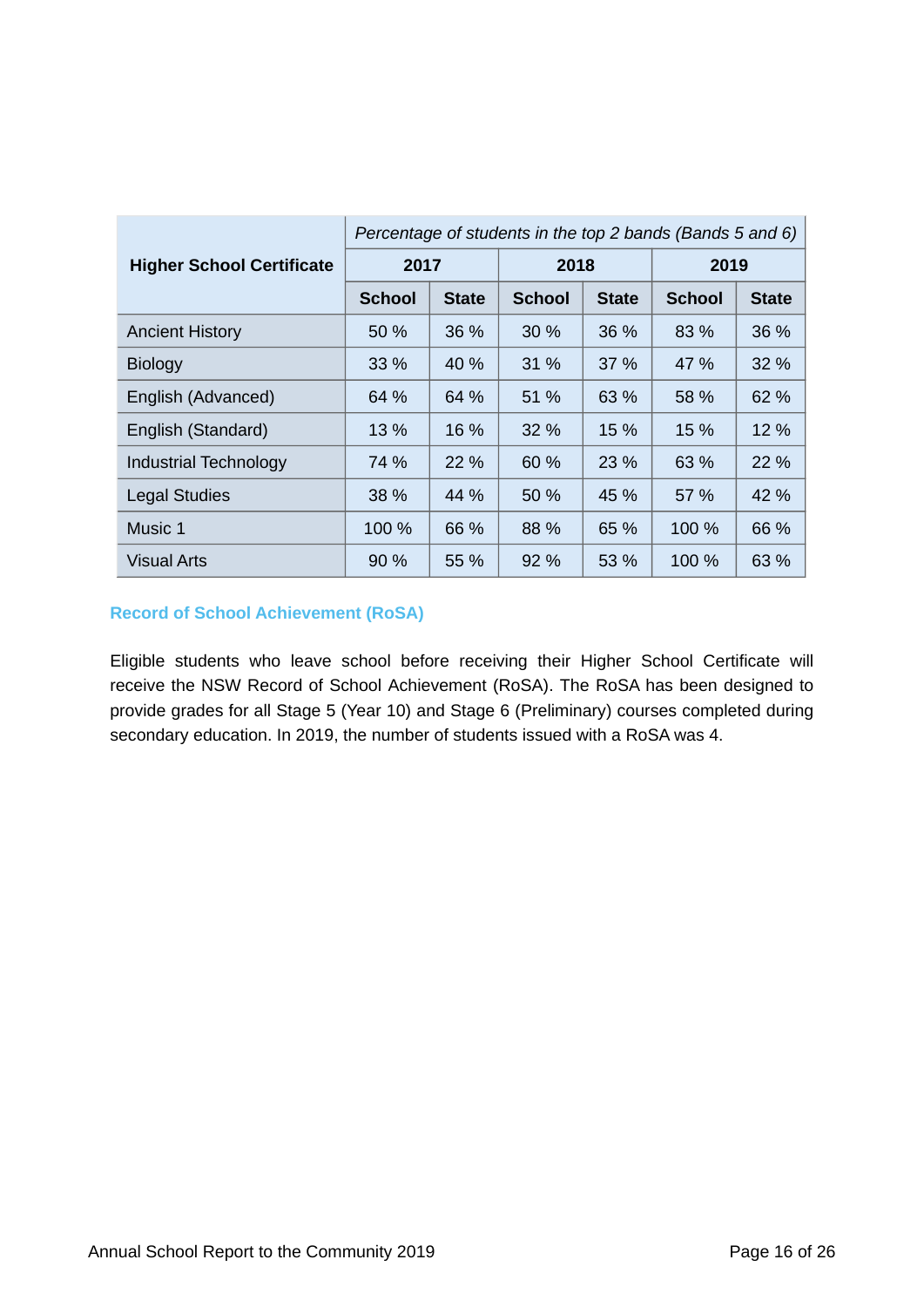| Higher School Certificate | *Percentage of students in the top 2 bands (Bands 5 and 6)* | | | | | |
|---|---|---|---|---|---|---|
| | **2017** | | **2018** | | **2019** | |
| | **School** | **State** | **School** | **State** | **School** | **State** |
| Ancient History | 50 % | 36 % | 30 % | 36 % | 83 % | 36 % |
| Biology | 33 % | 40 % | 31 % | 37 % | 47 % | 32 % |
| English (Advanced) | 64 % | 64 % | 51 % | 63 % | 58 % | 62 % |
| English (Standard) | 13 % | 16 % | 32 % | 15 % | 15 % | 12 % |
| Industrial Technology | 74 % | 22 % | 60 % | 23 % | 63 % | 22 % |
| Legal Studies | 38 % | 44 % | 50 % | 45 % | 57 % | 42 % |
| Music 1 | 100 % | 66 % | 88 % | 65 % | 100 % | 66 % |
| Visual Arts | 90 % | 55 % | 92 % | 53 % | 100 % | 63 % |

### Record of School Achievement (RoSA)

Eligible students who leave school before receiving their Higher School Certificate will receive the NSW Record of School Achievement (RoSA). The RoSA has been designed to provide grades for all Stage 5 (Year 10) and Stage 6 (Preliminary) courses completed during secondary education. In 2019, the number of students issued with a RoSA was 4.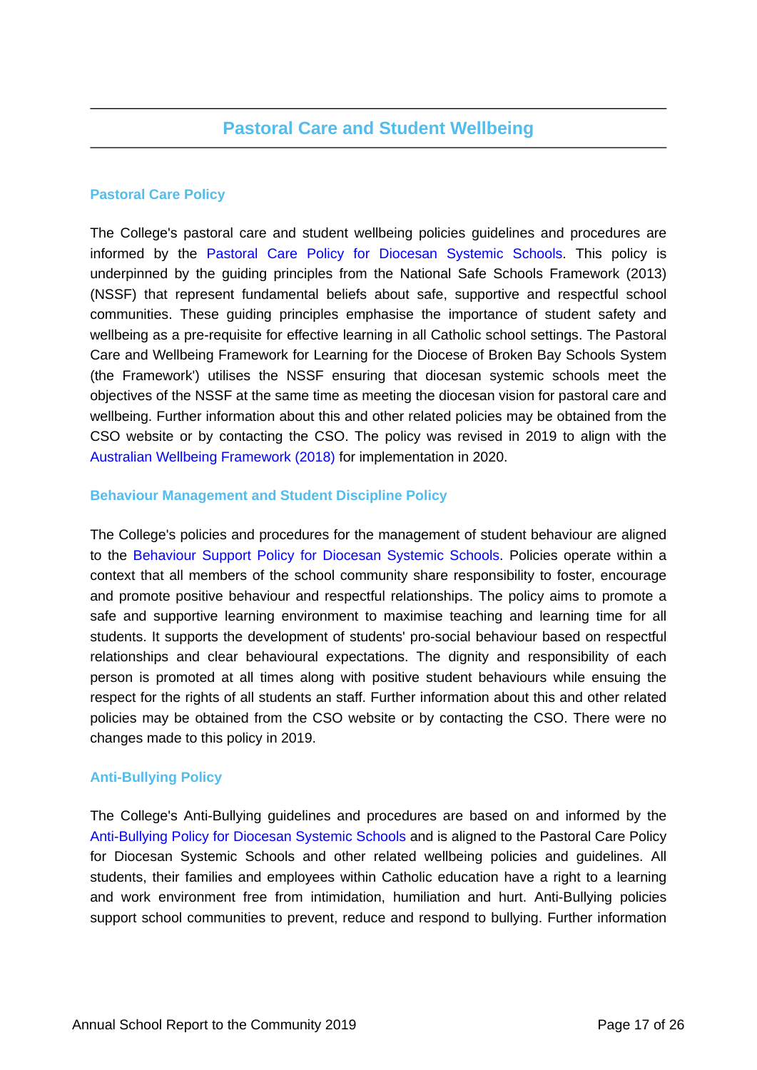## Pastoral Care and Student Wellbeing

### Pastoral Care Policy

The College's pastoral care and student wellbeing policies guidelines and procedures are informed by the Pastoral Care Policy for Diocesan Systemic Schools. This policy is underpinned by the guiding principles from the National Safe Schools Framework (2013) (NSSF) that represent fundamental beliefs about safe, supportive and respectful school communities. These guiding principles emphasise the importance of student safety and wellbeing as a pre-requisite for effective learning in all Catholic school settings. The Pastoral Care and Wellbeing Framework for Learning for the Diocese of Broken Bay Schools System (the Framework') utilises the NSSF ensuring that diocesan systemic schools meet the objectives of the NSSF at the same time as meeting the diocesan vision for pastoral care and wellbeing. Further information about this and other related policies may be obtained from the CSO website or by contacting the CSO. The policy was revised in 2019 to align with the Australian Wellbeing Framework (2018) for implementation in 2020.

### Behaviour Management and Student Discipline Policy

The College's policies and procedures for the management of student behaviour are aligned to the Behaviour Support Policy for Diocesan Systemic Schools. Policies operate within a context that all members of the school community share responsibility to foster, encourage and promote positive behaviour and respectful relationships. The policy aims to promote a safe and supportive learning environment to maximise teaching and learning time for all students. It supports the development of students' pro-social behaviour based on respectful relationships and clear behavioural expectations. The dignity and responsibility of each person is promoted at all times along with positive student behaviours while ensuing the respect for the rights of all students an staff. Further information about this and other related policies may be obtained from the CSO website or by contacting the CSO. There were no changes made to this policy in 2019.

### Anti-Bullying Policy

The College's Anti-Bullying guidelines and procedures are based on and informed by the Anti-Bullying Policy for Diocesan Systemic Schools and is aligned to the Pastoral Care Policy for Diocesan Systemic Schools and other related wellbeing policies and guidelines. All students, their families and employees within Catholic education have a right to a learning and work environment free from intimidation, humiliation and hurt. Anti-Bullying policies support school communities to prevent, reduce and respond to bullying. Further information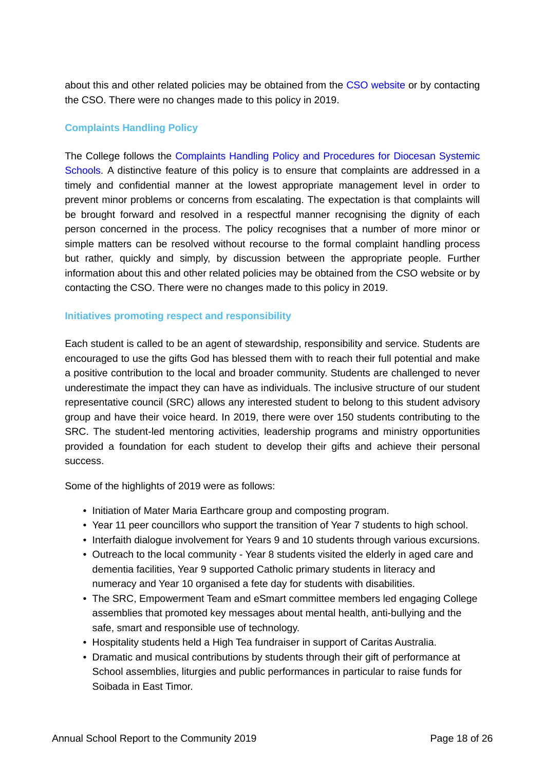about this and other related policies may be obtained from the CSO website or by contacting the CSO. There were no changes made to this policy in 2019.

### Complaints Handling Policy

The College follows the Complaints Handling Policy and Procedures for Diocesan Systemic Schools. A distinctive feature of this policy is to ensure that complaints are addressed in a timely and confidential manner at the lowest appropriate management level in order to prevent minor problems or concerns from escalating. The expectation is that complaints will be brought forward and resolved in a respectful manner recognising the dignity of each person concerned in the process. The policy recognises that a number of more minor or simple matters can be resolved without recourse to the formal complaint handling process but rather, quickly and simply, by discussion between the appropriate people. Further information about this and other related policies may be obtained from the CSO website or by contacting the CSO. There were no changes made to this policy in 2019.

### Initiatives promoting respect and responsibility

Each student is called to be an agent of stewardship, responsibility and service. Students are encouraged to use the gifts God has blessed them with to reach their full potential and make a positive contribution to the local and broader community. Students are challenged to never underestimate the impact they can have as individuals. The inclusive structure of our student representative council (SRC) allows any interested student to belong to this student advisory group and have their voice heard. In 2019, there were over 150 students contributing to the SRC. The student-led mentoring activities, leadership programs and ministry opportunities provided a foundation for each student to develop their gifts and achieve their personal success.

Some of the highlights of 2019 were as follows:

- Initiation of Mater Maria Earthcare group and composting program.
- Year 11 peer councillors who support the transition of Year 7 students to high school.
- Interfaith dialogue involvement for Years 9 and 10 students through various excursions.
- Outreach to the local community - Year 8 students visited the elderly in aged care and dementia facilities, Year 9 supported Catholic primary students in literacy and numeracy and Year 10 organised a fete day for students with disabilities.
- The SRC, Empowerment Team and eSmart committee members led engaging College assemblies that promoted key messages about mental health, anti-bullying and the safe, smart and responsible use of technology.
- Hospitality students held a High Tea fundraiser in support of Caritas Australia.
- Dramatic and musical contributions by students through their gift of performance at School assemblies, liturgies and public performances in particular to raise funds for Soibada in East Timor.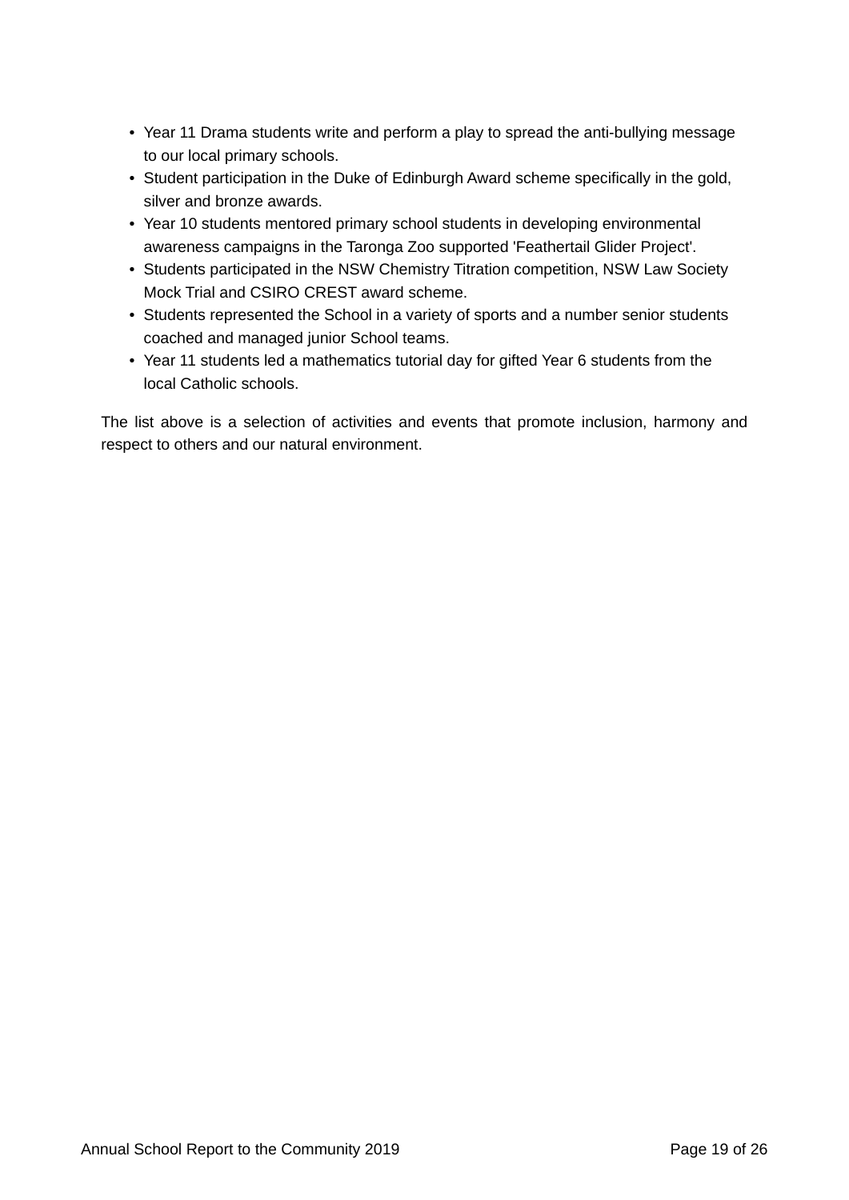- Year 11 Drama students write and perform a play to spread the anti-bullying message to our local primary schools.
- Student participation in the Duke of Edinburgh Award scheme specifically in the gold, silver and bronze awards.
- Year 10 students mentored primary school students in developing environmental awareness campaigns in the Taronga Zoo supported 'Feathertail Glider Project'.
- Students participated in the NSW Chemistry Titration competition, NSW Law Society Mock Trial and CSIRO CREST award scheme.
- Students represented the School in a variety of sports and a number senior students coached and managed junior School teams.
- Year 11 students led a mathematics tutorial day for gifted Year 6 students from the local Catholic schools.

The list above is a selection of activities and events that promote inclusion, harmony and respect to others and our natural environment.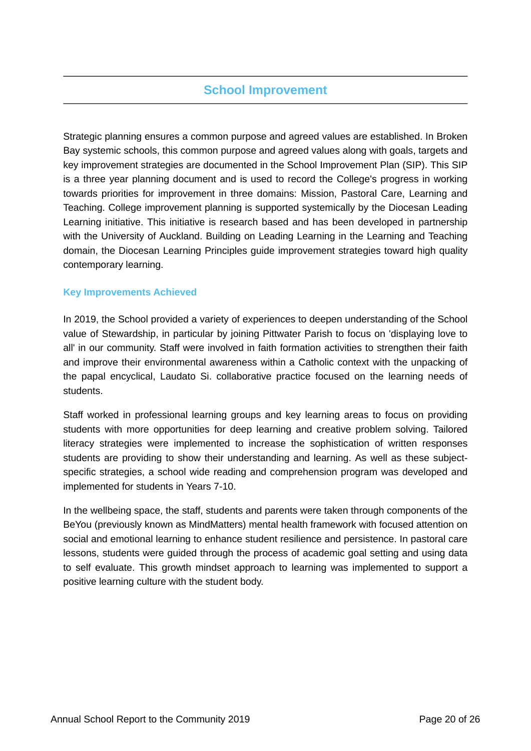## School Improvement

Strategic planning ensures a common purpose and agreed values are established. In Broken Bay systemic schools, this common purpose and agreed values along with goals, targets and key improvement strategies are documented in the School Improvement Plan (SIP). This SIP is a three year planning document and is used to record the College's progress in working towards priorities for improvement in three domains: Mission, Pastoral Care, Learning and Teaching. College improvement planning is supported systemically by the Diocesan Leading Learning initiative. This initiative is research based and has been developed in partnership with the University of Auckland. Building on Leading Learning in the Learning and Teaching domain, the Diocesan Learning Principles guide improvement strategies toward high quality contemporary learning.

### Key Improvements Achieved

In 2019, the School provided a variety of experiences to deepen understanding of the School value of Stewardship, in particular by joining Pittwater Parish to focus on 'displaying love to all' in our community. Staff were involved in faith formation activities to strengthen their faith and improve their environmental awareness within a Catholic context with the unpacking of the papal encyclical, Laudato Si. collaborative practice focused on the learning needs of students.

Staff worked in professional learning groups and key learning areas to focus on providing students with more opportunities for deep learning and creative problem solving. Tailored literacy strategies were implemented to increase the sophistication of written responses students are providing to show their understanding and learning. As well as these subject-specific strategies, a school wide reading and comprehension program was developed and implemented for students in Years 7-10.

In the wellbeing space, the staff, students and parents were taken through components of the BeYou (previously known as MindMatters) mental health framework with focused attention on social and emotional learning to enhance student resilience and persistence. In pastoral care lessons, students were guided through the process of academic goal setting and using data to self evaluate. This growth mindset approach to learning was implemented to support a positive learning culture with the student body.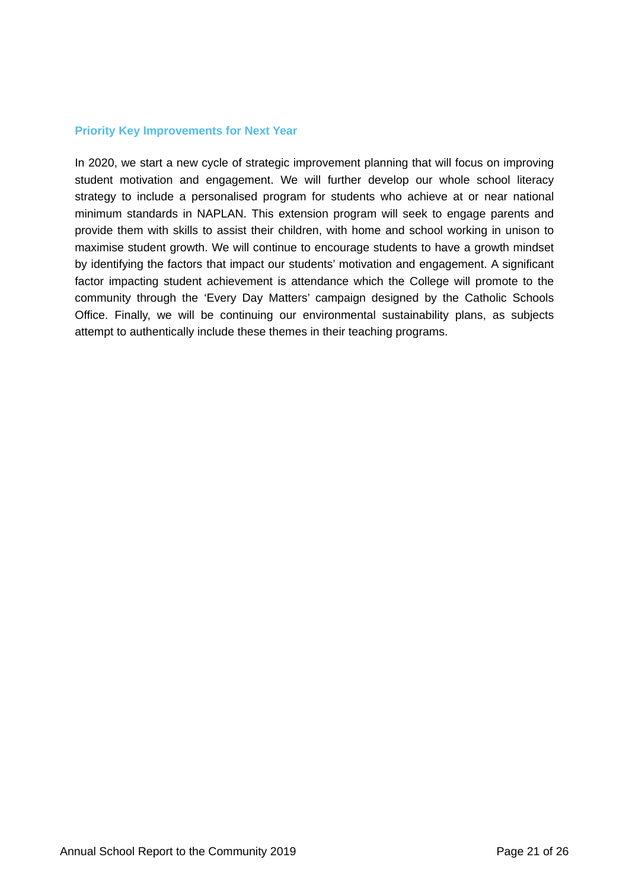## Priority Key Improvements for Next Year

In 2020, we start a new cycle of strategic improvement planning that will focus on improving student motivation and engagement. We will further develop our whole school literacy strategy to include a personalised program for students who achieve at or near national minimum standards in NAPLAN. This extension program will seek to engage parents and provide them with skills to assist their children, with home and school working in unison to maximise student growth. We will continue to encourage students to have a growth mindset by identifying the factors that impact our students' motivation and engagement. A significant factor impacting student achievement is attendance which the College will promote to the community through the 'Every Day Matters' campaign designed by the Catholic Schools Office. Finally, we will be continuing our environmental sustainability plans, as subjects attempt to authentically include these themes in their teaching programs.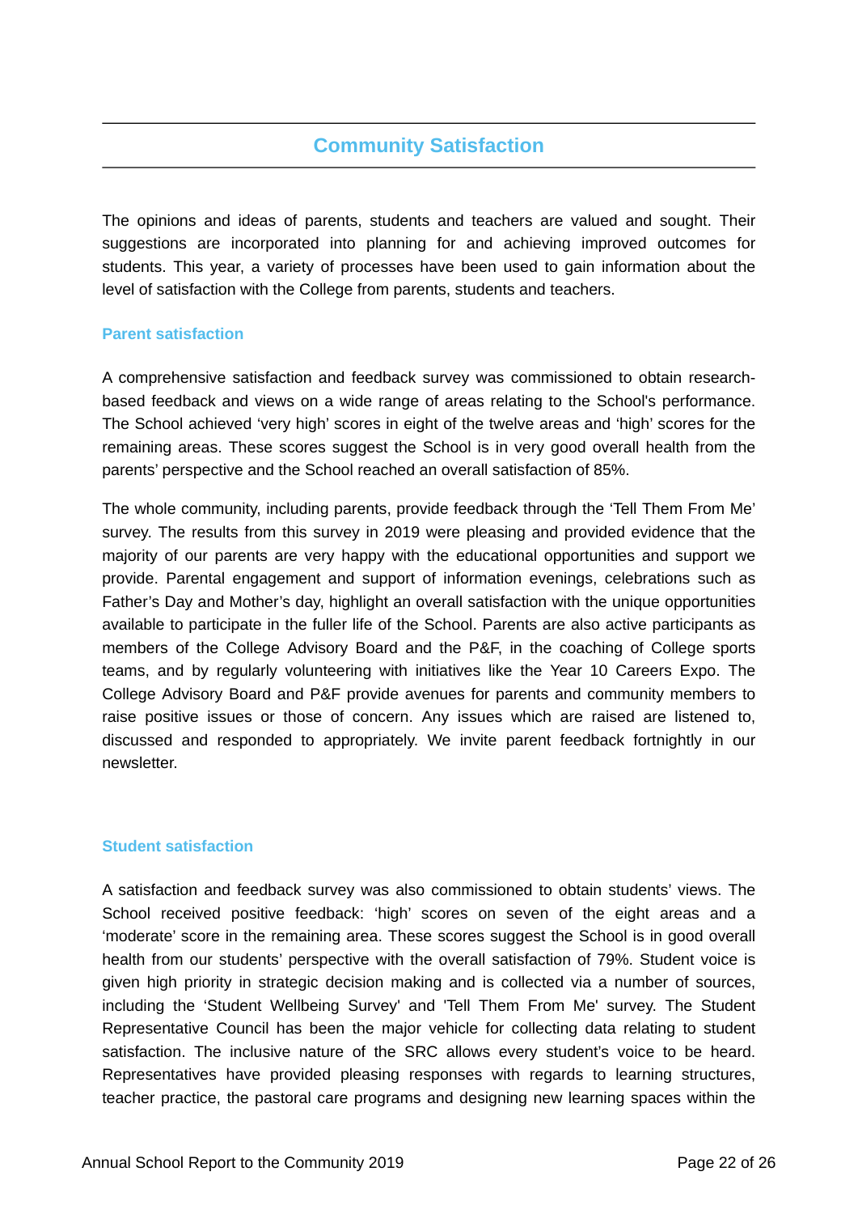## Community Satisfaction

The opinions and ideas of parents, students and teachers are valued and sought. Their suggestions are incorporated into planning for and achieving improved outcomes for students. This year, a variety of processes have been used to gain information about the level of satisfaction with the College from parents, students and teachers.

### Parent satisfaction

A comprehensive satisfaction and feedback survey was commissioned to obtain research-based feedback and views on a wide range of areas relating to the School's performance. The School achieved 'very high' scores in eight of the twelve areas and 'high' scores for the remaining areas. These scores suggest the School is in very good overall health from the parents' perspective and the School reached an overall satisfaction of 85%.

The whole community, including parents, provide feedback through the 'Tell Them From Me' survey. The results from this survey in 2019 were pleasing and provided evidence that the majority of our parents are very happy with the educational opportunities and support we provide. Parental engagement and support of information evenings, celebrations such as Father's Day and Mother's day, highlight an overall satisfaction with the unique opportunities available to participate in the fuller life of the School. Parents are also active participants as members of the College Advisory Board and the P&F, in the coaching of College sports teams, and by regularly volunteering with initiatives like the Year 10 Careers Expo. The College Advisory Board and P&F provide avenues for parents and community members to raise positive issues or those of concern. Any issues which are raised are listened to, discussed and responded to appropriately. We invite parent feedback fortnightly in our newsletter.

### Student satisfaction

A satisfaction and feedback survey was also commissioned to obtain students' views. The School received positive feedback: 'high' scores on seven of the eight areas and a 'moderate' score in the remaining area. These scores suggest the School is in good overall health from our students' perspective with the overall satisfaction of 79%. Student voice is given high priority in strategic decision making and is collected via a number of sources, including the 'Student Wellbeing Survey' and 'Tell Them From Me' survey. The Student Representative Council has been the major vehicle for collecting data relating to student satisfaction. The inclusive nature of the SRC allows every student's voice to be heard. Representatives have provided pleasing responses with regards to learning structures, teacher practice, the pastoral care programs and designing new learning spaces within the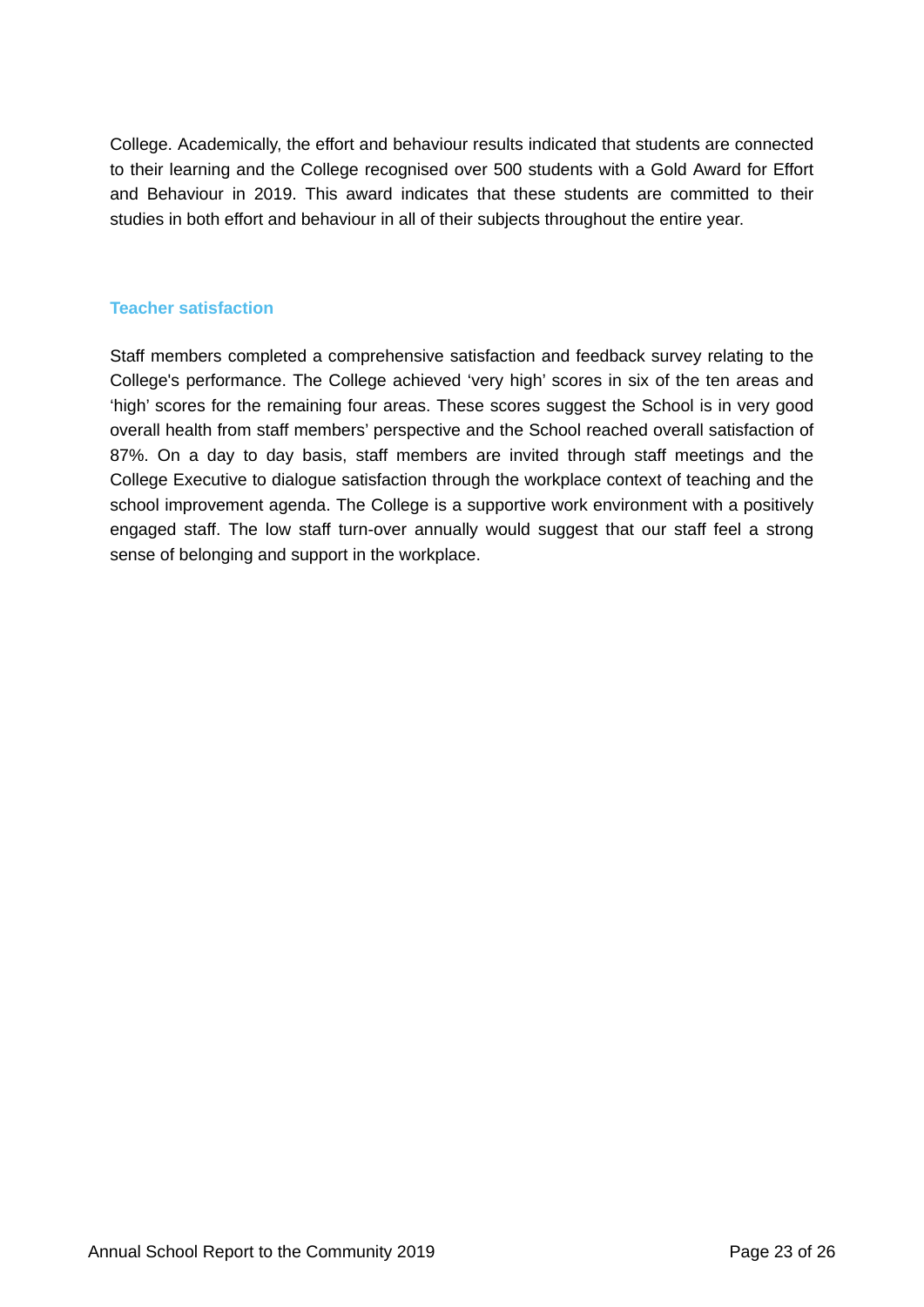College. Academically, the effort and behaviour results indicated that students are connected to their learning and the College recognised over 500 students with a Gold Award for Effort and Behaviour in 2019. This award indicates that these students are committed to their studies in both effort and behaviour in all of their subjects throughout the entire year.

### Teacher satisfaction

Staff members completed a comprehensive satisfaction and feedback survey relating to the College's performance. The College achieved 'very high' scores in six of the ten areas and 'high' scores for the remaining four areas. These scores suggest the School is in very good overall health from staff members' perspective and the School reached overall satisfaction of 87%. On a day to day basis, staff members are invited through staff meetings and the College Executive to dialogue satisfaction through the workplace context of teaching and the school improvement agenda. The College is a supportive work environment with a positively engaged staff. The low staff turn-over annually would suggest that our staff feel a strong sense of belonging and support in the workplace.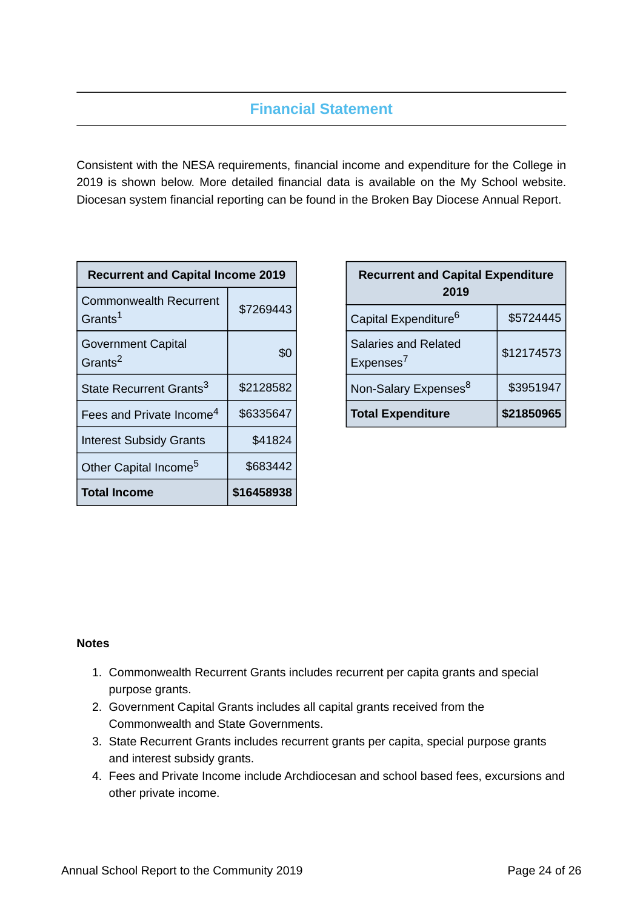## Financial Statement

Consistent with the NESA requirements, financial income and expenditure for the College in 2019 is shown below. More detailed financial data is available on the My School website. Diocesan system financial reporting can be found in the Broken Bay Diocese Annual Report.

| Recurrent and Capital Income 2019 | |
|---|---|
| Commonwealth Recurrent Grants[1] | $7269443 |
| Government Capital Grants[2] | $0 |
| State Recurrent Grants[3] | $2128582 |
| Fees and Private Income[4] | $6335647 |
| Interest Subsidy Grants | $41824 |
| Other Capital Income[5] | $683442 |
| **Total Income** | **$16458938** |

| Recurrent and Capital Expenditure 2019 | |
|---|---|
| Capital Expenditure[6] | $5724445 |
| Salaries and Related Expenses[7] | $12174573 |
| Non-Salary Expenses[8] | $3951947 |
| **Total Expenditure** | **$21850965** |

**Notes**

1. Commonwealth Recurrent Grants includes recurrent per capita grants and special purpose grants.
2. Government Capital Grants includes all capital grants received from the Commonwealth and State Governments.
3. State Recurrent Grants includes recurrent grants per capita, special purpose grants and interest subsidy grants.
4. Fees and Private Income include Archdiocesan and school based fees, excursions and other private income.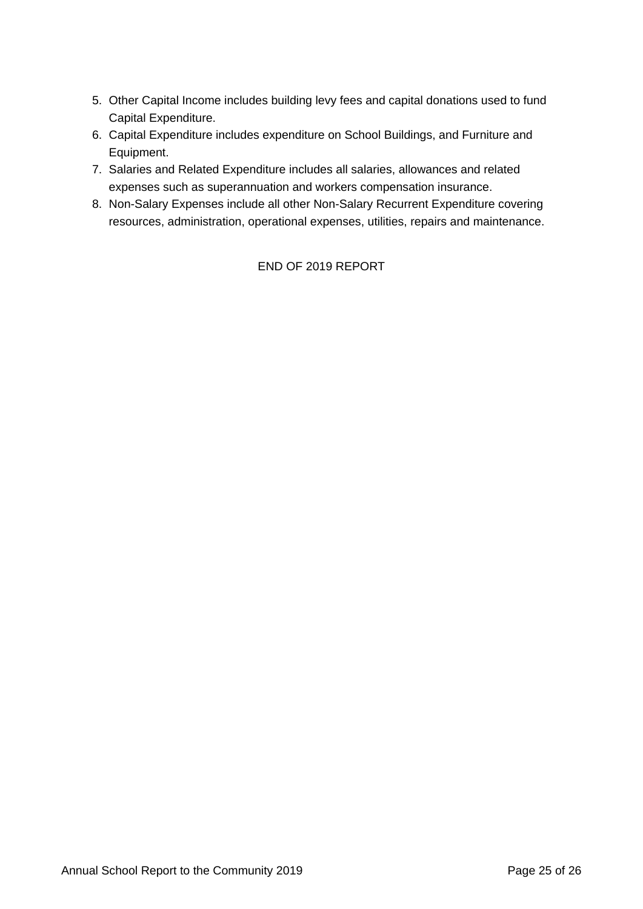5. Other Capital Income includes building levy fees and capital donations used to fund Capital Expenditure.
6. Capital Expenditure includes expenditure on School Buildings, and Furniture and Equipment.
7. Salaries and Related Expenditure includes all salaries, allowances and related expenses such as superannuation and workers compensation insurance.
8. Non-Salary Expenses include all other Non-Salary Recurrent Expenditure covering resources, administration, operational expenses, utilities, repairs and maintenance.

END OF 2019 REPORT